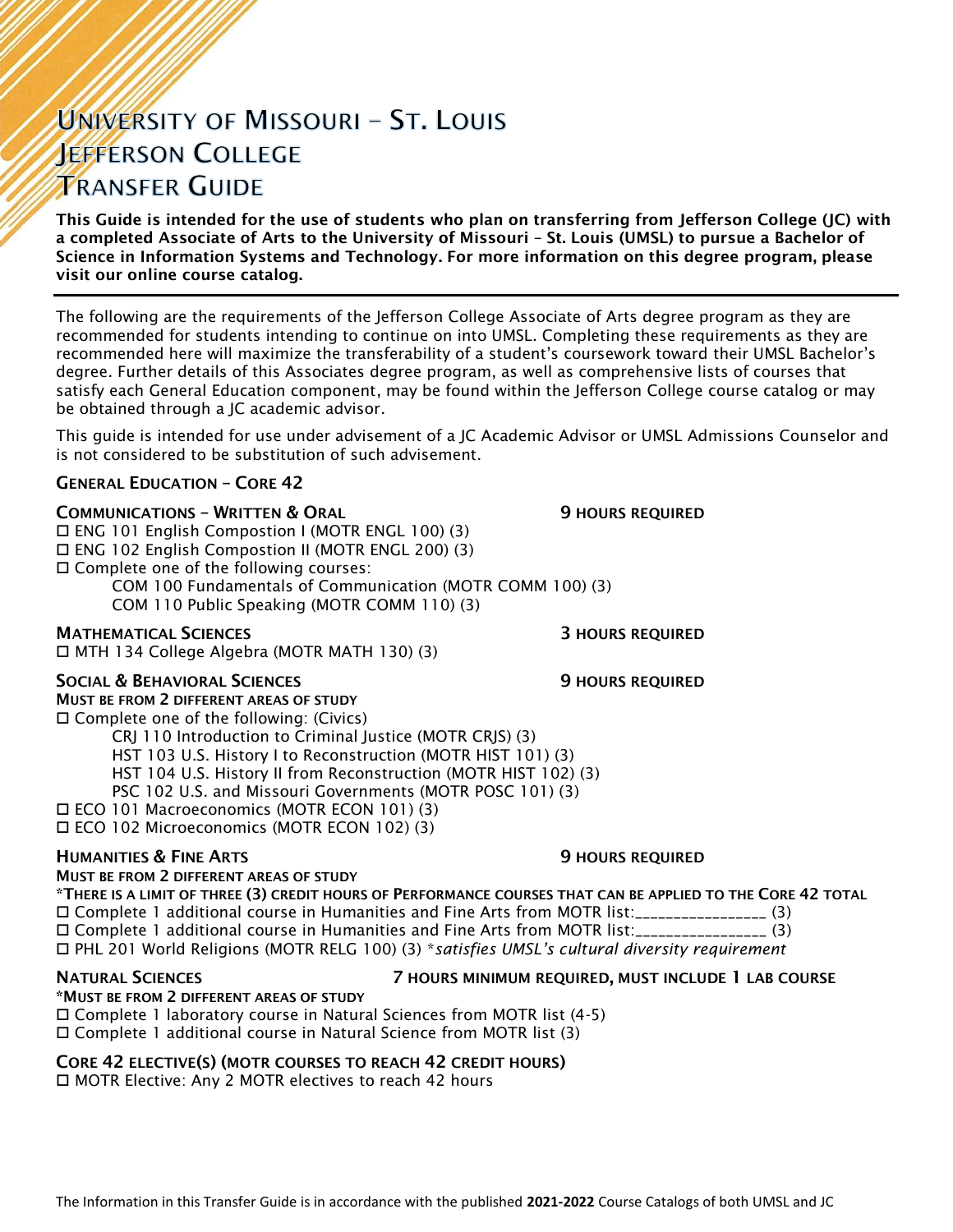# University of Missouri – St. Louis
# Jefferson College
# Transfer Guide

**This Guide is intended for the use of students who plan on transferring from Jefferson College (JC) with a completed Associate of Arts to the University of Missouri – St. Louis (UMSL) to pursue a Bachelor of Science in Information Systems and Technology. For more information on this degree program, please visit our online course catalog.**

---

The following are the requirements of the Jefferson College Associate of Arts degree program as they are recommended for students intending to continue on into UMSL. Completing these requirements as they are recommended here will maximize the transferability of a student's coursework toward their UMSL Bachelor's degree. Further details of this Associates degree program, as well as comprehensive lists of courses that satisfy each General Education component, may be found within the Jefferson College course catalog or may be obtained through a JC academic advisor.

This guide is intended for use under advisement of a JC Academic Advisor or UMSL Admissions Counselor and is not considered to be substitution of such advisement.

## General Education – Core 42

### Communications – Written & Oral — 9 Hours Required

- ☐ ENG 101 English Compostion I (MOTR ENGL 100) (3)
- ☐ ENG 102 English Compostion II (MOTR ENGL 200) (3)
- ☐ Complete one of the following courses:
  - COM 100 Fundamentals of Communication (MOTR COMM 100) (3)
  - COM 110 Public Speaking (MOTR COMM 110) (3)

### Mathematical Sciences — 3 Hours Required

- ☐ MTH 134 College Algebra (MOTR MATH 130) (3)

### Social & Behavioral Sciences — 9 Hours Required

**Must be from 2 different areas of study**

- ☐ Complete one of the following: (Civics)
  - CRJ 110 Introduction to Criminal Justice (MOTR CRJS) (3)
  - HST 103 U.S. History I to Reconstruction (MOTR HIST 101) (3)
  - HST 104 U.S. History II from Reconstruction (MOTR HIST 102) (3)
  - PSC 102 U.S. and Missouri Governments (MOTR POSC 101) (3)
- ☐ ECO 101 Macroeconomics (MOTR ECON 101) (3)
- ☐ ECO 102 Microeconomics (MOTR ECON 102) (3)

### Humanities & Fine Arts — 9 Hours Required

**Must be from 2 different areas of study**

***There is a limit of three (3) credit hours of Performance courses that can be applied to the Core 42 total**

- ☐ Complete 1 additional course in Humanities and Fine Arts from MOTR list:________________ (3)
- ☐ Complete 1 additional course in Humanities and Fine Arts from MOTR list:________________ (3)
- ☐ PHL 201 World Religions (MOTR RELG 100) (3) **satisfies UMSL's cultural diversity requirement*

### Natural Sciences — 7 Hours Minimum Required, Must Include 1 Lab Course

***Must be from 2 different areas of study**

- ☐ Complete 1 laboratory course in Natural Sciences from MOTR list (4-5)
- ☐ Complete 1 additional course in Natural Science from MOTR list (3)

### Core 42 Elective(s) (MOTR Courses to Reach 42 Credit Hours)

- ☐ MOTR Elective: Any 2 MOTR electives to reach 42 hours

The Information in this Transfer Guide is in accordance with the published **2021-2022** Course Catalogs of both UMSL and JC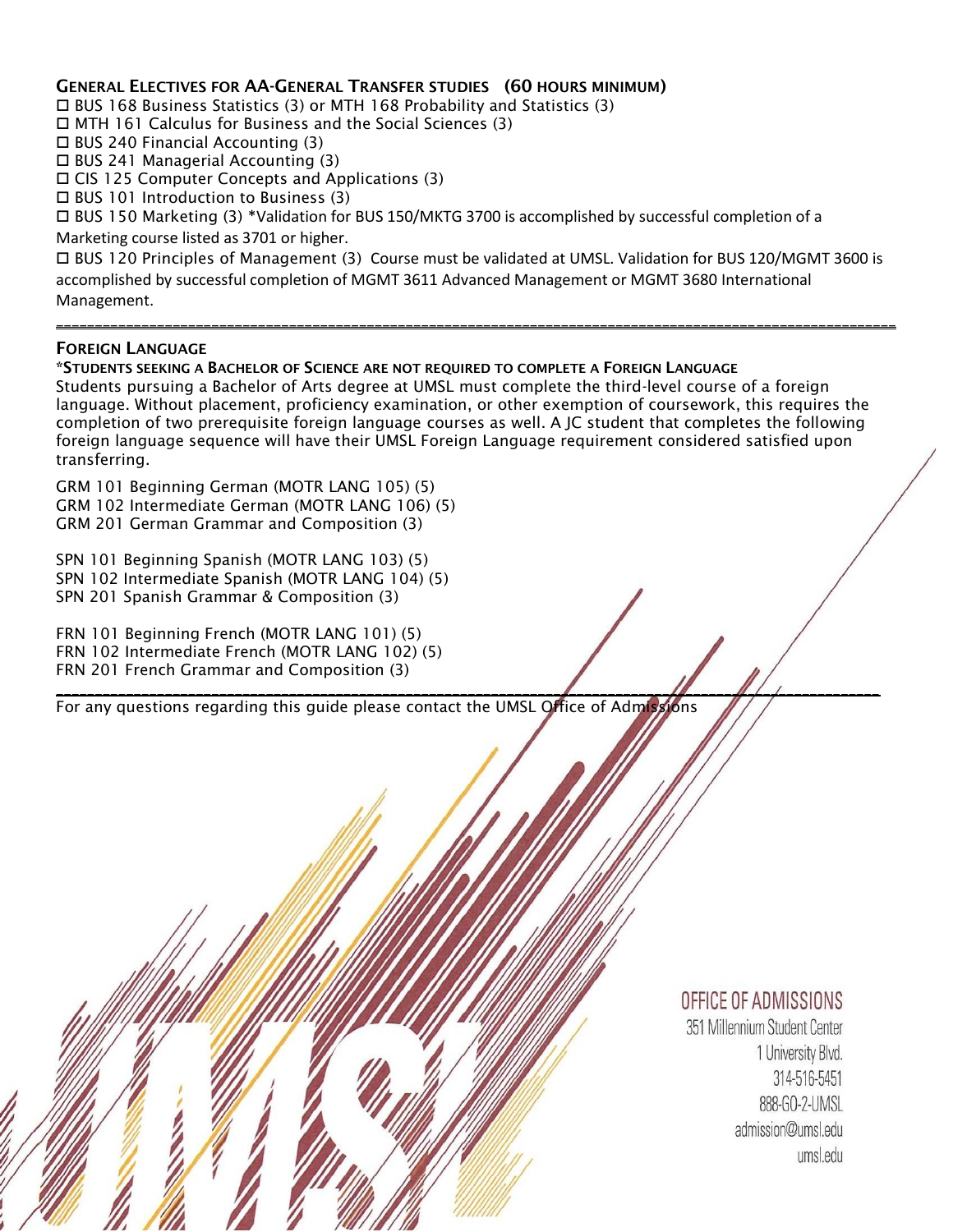## General Electives for AA-General Transfer Studies (60 hours minimum)

- ☐ BUS 168 Business Statistics (3) or MTH 168 Probability and Statistics (3)
- ☐ MTH 161 Calculus for Business and the Social Sciences (3)
- ☐ BUS 240 Financial Accounting (3)
- ☐ BUS 241 Managerial Accounting (3)
- ☐ CIS 125 Computer Concepts and Applications (3)
- ☐ BUS 101 Introduction to Business (3)
- ☐ BUS 150 Marketing (3) *Validation for BUS 150/MKTG 3700 is accomplished by successful completion of a Marketing course listed as 3701 or higher.
- ☐ BUS 120 Principles of Management (3) Course must be validated at UMSL. Validation for BUS 120/MGMT 3600 is accomplished by successful completion of MGMT 3611 Advanced Management or MGMT 3680 International Management.

---

## Foreign Language

**\*Students seeking a Bachelor of Science are not required to complete a Foreign Language**

Students pursuing a Bachelor of Arts degree at UMSL must complete the third-level course of a foreign language. Without placement, proficiency examination, or other exemption of coursework, this requires the completion of two prerequisite foreign language courses as well. A JC student that completes the following foreign language sequence will have their UMSL Foreign Language requirement considered satisfied upon transferring.

GRM 101 Beginning German (MOTR LANG 105) (5)
GRM 102 Intermediate German (MOTR LANG 106) (5)
GRM 201 German Grammar and Composition (3)

SPN 101 Beginning Spanish (MOTR LANG 103) (5)
SPN 102 Intermediate Spanish (MOTR LANG 104) (5)
SPN 201 Spanish Grammar & Composition (3)

FRN 101 Beginning French (MOTR LANG 101) (5)
FRN 102 Intermediate French (MOTR LANG 102) (5)
FRN 201 French Grammar and Composition (3)

---

For any questions regarding this guide please contact the UMSL Office of Admissions

OFFICE OF ADMISSIONS
351 Millennium Student Center
1 University Blvd.
314-516-5451
888-GO-2-UMSL
admission@umsl.edu
umsl.edu